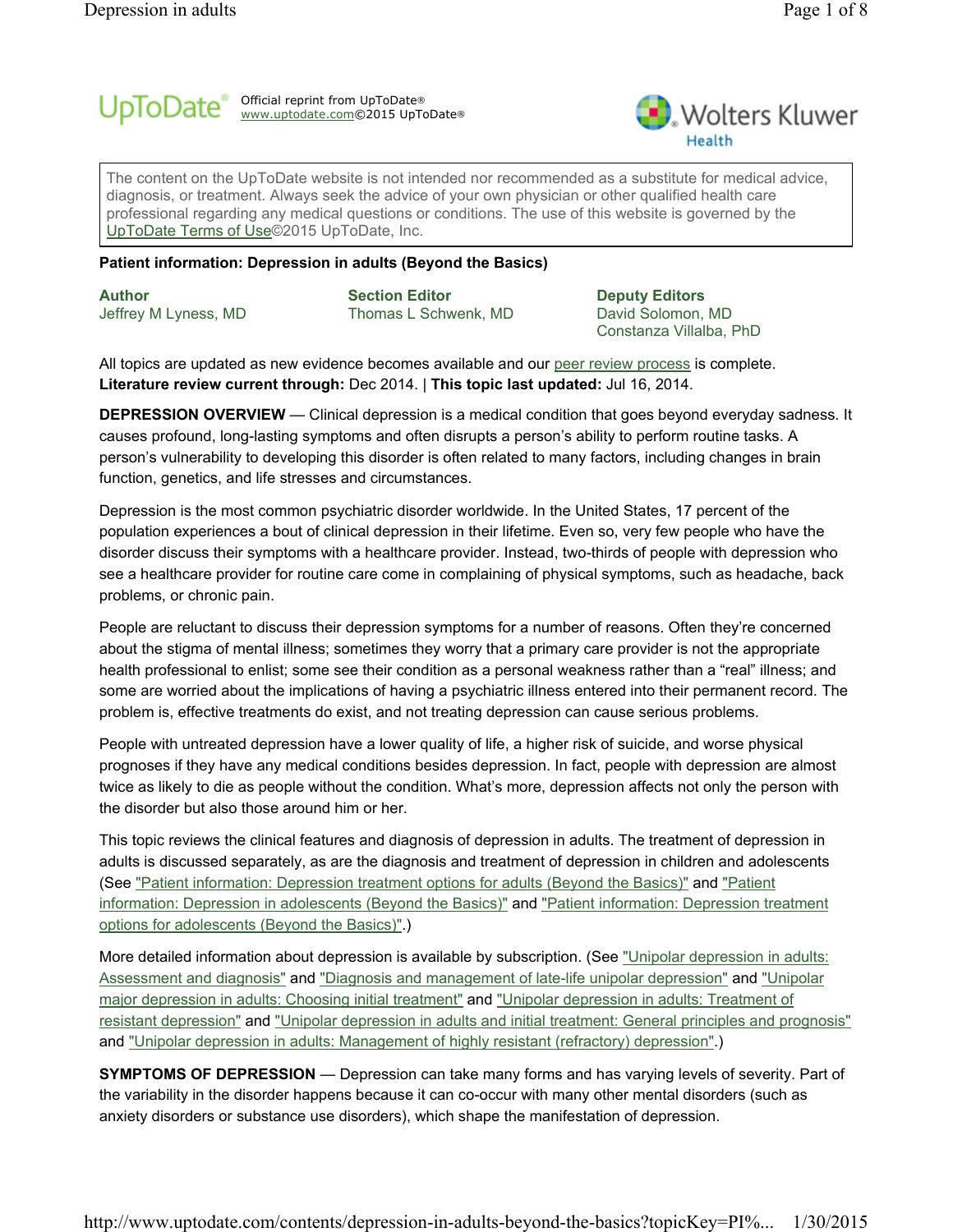UpToDate® Official reprint from UpToDate® www.uptodate.com ©2015 UpToDate®

Wolters Kluwer Health

The content on the UpToDate website is not intended nor recommended as a substitute for medical advice, diagnosis, or treatment. Always seek the advice of your own physician or other qualified health care professional regarding any medical questions or conditions. The use of this website is governed by the UpToDate Terms of Use ©2015 UpToDate, Inc.

**Patient information: Depression in adults (Beyond the Basics)**

**Author**
Jeffrey M Lyness, MD

**Section Editor**
Thomas L Schwenk, MD

**Deputy Editors**
David Solomon, MD
Constanza Villalba, PhD

All topics are updated as new evidence becomes available and our peer review process is complete.
**Literature review current through:** Dec 2014. | **This topic last updated:** Jul 16, 2014.

**DEPRESSION OVERVIEW** — Clinical depression is a medical condition that goes beyond everyday sadness. It causes profound, long-lasting symptoms and often disrupts a person's ability to perform routine tasks. A person's vulnerability to developing this disorder is often related to many factors, including changes in brain function, genetics, and life stresses and circumstances.

Depression is the most common psychiatric disorder worldwide. In the United States, 17 percent of the population experiences a bout of clinical depression in their lifetime. Even so, very few people who have the disorder discuss their symptoms with a healthcare provider. Instead, two-thirds of people with depression who see a healthcare provider for routine care come in complaining of physical symptoms, such as headache, back problems, or chronic pain.

People are reluctant to discuss their depression symptoms for a number of reasons. Often they're concerned about the stigma of mental illness; sometimes they worry that a primary care provider is not the appropriate health professional to enlist; some see their condition as a personal weakness rather than a "real" illness; and some are worried about the implications of having a psychiatric illness entered into their permanent record. The problem is, effective treatments do exist, and not treating depression can cause serious problems.

People with untreated depression have a lower quality of life, a higher risk of suicide, and worse physical prognoses if they have any medical conditions besides depression. In fact, people with depression are almost twice as likely to die as people without the condition. What's more, depression affects not only the person with the disorder but also those around him or her.

This topic reviews the clinical features and diagnosis of depression in adults. The treatment of depression in adults is discussed separately, as are the diagnosis and treatment of depression in children and adolescents (See "Patient information: Depression treatment options for adults (Beyond the Basics)" and "Patient information: Depression in adolescents (Beyond the Basics)" and "Patient information: Depression treatment options for adolescents (Beyond the Basics)".)

More detailed information about depression is available by subscription. (See "Unipolar depression in adults: Assessment and diagnosis" and "Diagnosis and management of late-life unipolar depression" and "Unipolar major depression in adults: Choosing initial treatment" and "Unipolar depression in adults: Treatment of resistant depression" and "Unipolar depression in adults and initial treatment: General principles and prognosis" and "Unipolar depression in adults: Management of highly resistant (refractory) depression".)

**SYMPTOMS OF DEPRESSION** — Depression can take many forms and has varying levels of severity. Part of the variability in the disorder happens because it can co-occur with many other mental disorders (such as anxiety disorders or substance use disorders), which shape the manifestation of depression.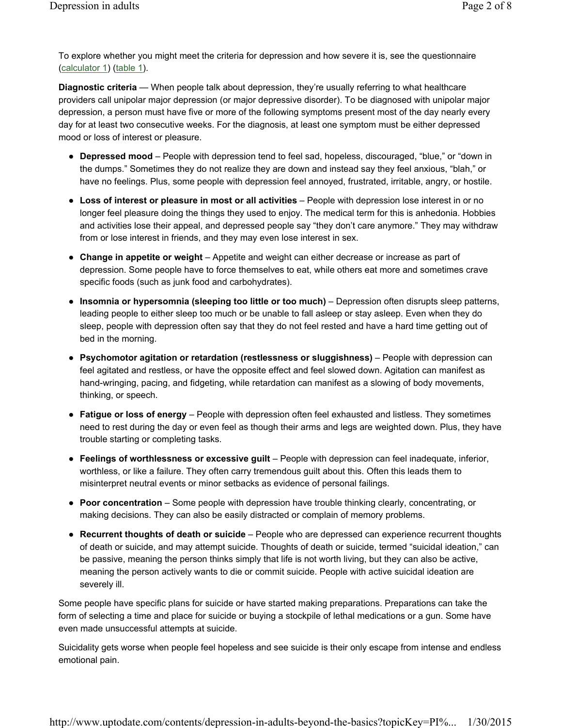To explore whether you might meet the criteria for depression and how severe it is, see the questionnaire (calculator 1) (table 1).

**Diagnostic criteria** — When people talk about depression, they're usually referring to what healthcare providers call unipolar major depression (or major depressive disorder). To be diagnosed with unipolar major depression, a person must have five or more of the following symptoms present most of the day nearly every day for at least two consecutive weeks. For the diagnosis, at least one symptom must be either depressed mood or loss of interest or pleasure.

- **Depressed mood** – People with depression tend to feel sad, hopeless, discouraged, "blue," or "down in the dumps." Sometimes they do not realize they are down and instead say they feel anxious, "blah," or have no feelings. Plus, some people with depression feel annoyed, frustrated, irritable, angry, or hostile.
- **Loss of interest or pleasure in most or all activities** – People with depression lose interest in or no longer feel pleasure doing the things they used to enjoy. The medical term for this is anhedonia. Hobbies and activities lose their appeal, and depressed people say "they don't care anymore." They may withdraw from or lose interest in friends, and they may even lose interest in sex.
- **Change in appetite or weight** – Appetite and weight can either decrease or increase as part of depression. Some people have to force themselves to eat, while others eat more and sometimes crave specific foods (such as junk food and carbohydrates).
- **Insomnia or hypersomnia (sleeping too little or too much)** – Depression often disrupts sleep patterns, leading people to either sleep too much or be unable to fall asleep or stay asleep. Even when they do sleep, people with depression often say that they do not feel rested and have a hard time getting out of bed in the morning.
- **Psychomotor agitation or retardation (restlessness or sluggishness)** – People with depression can feel agitated and restless, or have the opposite effect and feel slowed down. Agitation can manifest as hand-wringing, pacing, and fidgeting, while retardation can manifest as a slowing of body movements, thinking, or speech.
- **Fatigue or loss of energy** – People with depression often feel exhausted and listless. They sometimes need to rest during the day or even feel as though their arms and legs are weighted down. Plus, they have trouble starting or completing tasks.
- **Feelings of worthlessness or excessive guilt** – People with depression can feel inadequate, inferior, worthless, or like a failure. They often carry tremendous guilt about this. Often this leads them to misinterpret neutral events or minor setbacks as evidence of personal failings.
- **Poor concentration** – Some people with depression have trouble thinking clearly, concentrating, or making decisions. They can also be easily distracted or complain of memory problems.
- **Recurrent thoughts of death or suicide** – People who are depressed can experience recurrent thoughts of death or suicide, and may attempt suicide. Thoughts of death or suicide, termed "suicidal ideation," can be passive, meaning the person thinks simply that life is not worth living, but they can also be active, meaning the person actively wants to die or commit suicide. People with active suicidal ideation are severely ill.

Some people have specific plans for suicide or have started making preparations. Preparations can take the form of selecting a time and place for suicide or buying a stockpile of lethal medications or a gun. Some have even made unsuccessful attempts at suicide.

Suicidality gets worse when people feel hopeless and see suicide is their only escape from intense and endless emotional pain.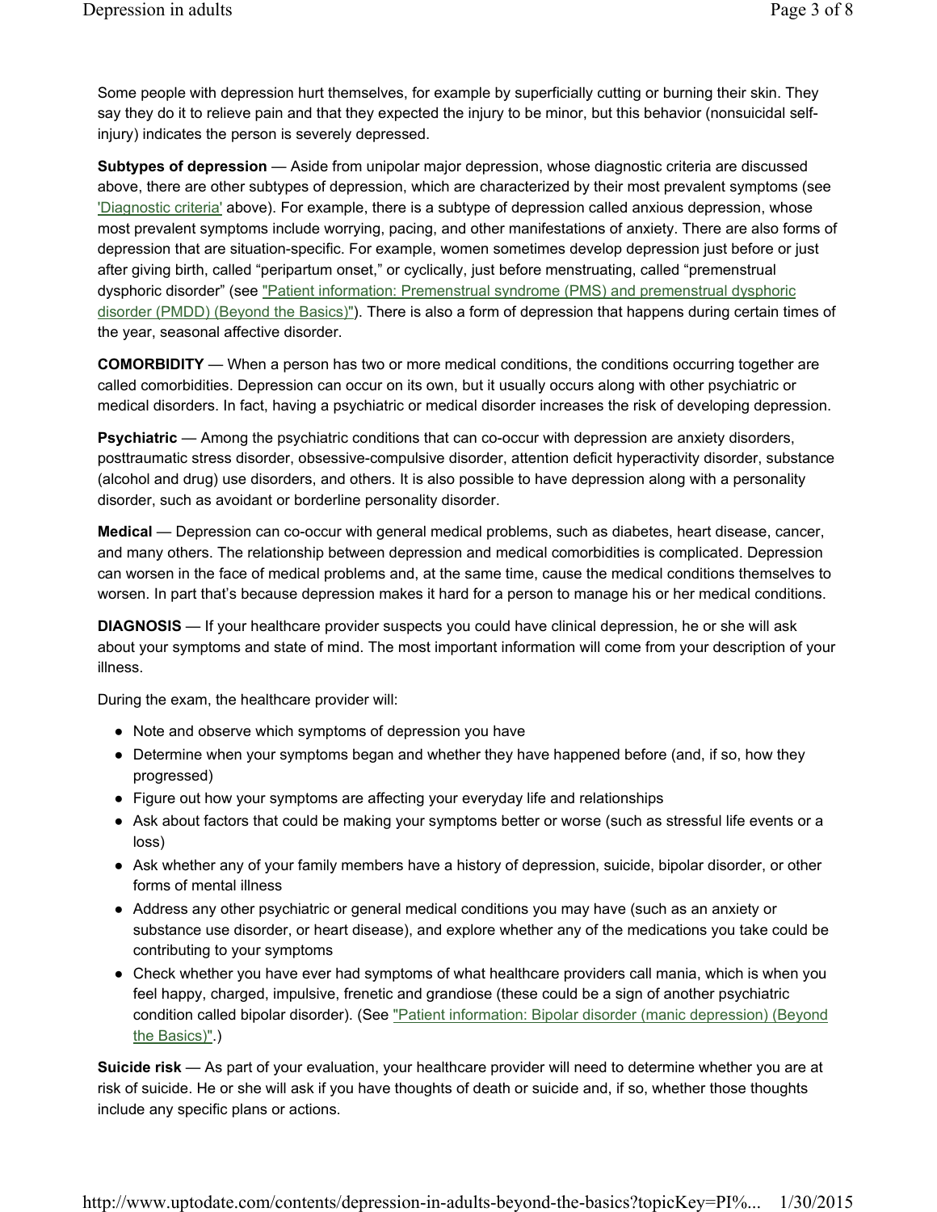Some people with depression hurt themselves, for example by superficially cutting or burning their skin. They say they do it to relieve pain and that they expected the injury to be minor, but this behavior (nonsuicidal self-injury) indicates the person is severely depressed.

**Subtypes of depression** — Aside from unipolar major depression, whose diagnostic criteria are discussed above, there are other subtypes of depression, which are characterized by their most prevalent symptoms (see 'Diagnostic criteria' above). For example, there is a subtype of depression called anxious depression, whose most prevalent symptoms include worrying, pacing, and other manifestations of anxiety. There are also forms of depression that are situation-specific. For example, women sometimes develop depression just before or just after giving birth, called "peripartum onset," or cyclically, just before menstruating, called "premenstrual dysphoric disorder" (see "Patient information: Premenstrual syndrome (PMS) and premenstrual dysphoric disorder (PMDD) (Beyond the Basics)"). There is also a form of depression that happens during certain times of the year, seasonal affective disorder.

**COMORBIDITY** — When a person has two or more medical conditions, the conditions occurring together are called comorbidities. Depression can occur on its own, but it usually occurs along with other psychiatric or medical disorders. In fact, having a psychiatric or medical disorder increases the risk of developing depression.

**Psychiatric** — Among the psychiatric conditions that can co-occur with depression are anxiety disorders, posttraumatic stress disorder, obsessive-compulsive disorder, attention deficit hyperactivity disorder, substance (alcohol and drug) use disorders, and others. It is also possible to have depression along with a personality disorder, such as avoidant or borderline personality disorder.

**Medical** — Depression can co-occur with general medical problems, such as diabetes, heart disease, cancer, and many others. The relationship between depression and medical comorbidities is complicated. Depression can worsen in the face of medical problems and, at the same time, cause the medical conditions themselves to worsen. In part that's because depression makes it hard for a person to manage his or her medical conditions.

**DIAGNOSIS** — If your healthcare provider suspects you could have clinical depression, he or she will ask about your symptoms and state of mind. The most important information will come from your description of your illness.

During the exam, the healthcare provider will:

- Note and observe which symptoms of depression you have
- Determine when your symptoms began and whether they have happened before (and, if so, how they progressed)
- Figure out how your symptoms are affecting your everyday life and relationships
- Ask about factors that could be making your symptoms better or worse (such as stressful life events or a loss)
- Ask whether any of your family members have a history of depression, suicide, bipolar disorder, or other forms of mental illness
- Address any other psychiatric or general medical conditions you may have (such as an anxiety or substance use disorder, or heart disease), and explore whether any of the medications you take could be contributing to your symptoms
- Check whether you have ever had symptoms of what healthcare providers call mania, which is when you feel happy, charged, impulsive, frenetic and grandiose (these could be a sign of another psychiatric condition called bipolar disorder). (See "Patient information: Bipolar disorder (manic depression) (Beyond the Basics)".)

**Suicide risk** — As part of your evaluation, your healthcare provider will need to determine whether you are at risk of suicide. He or she will ask if you have thoughts of death or suicide and, if so, whether those thoughts include any specific plans or actions.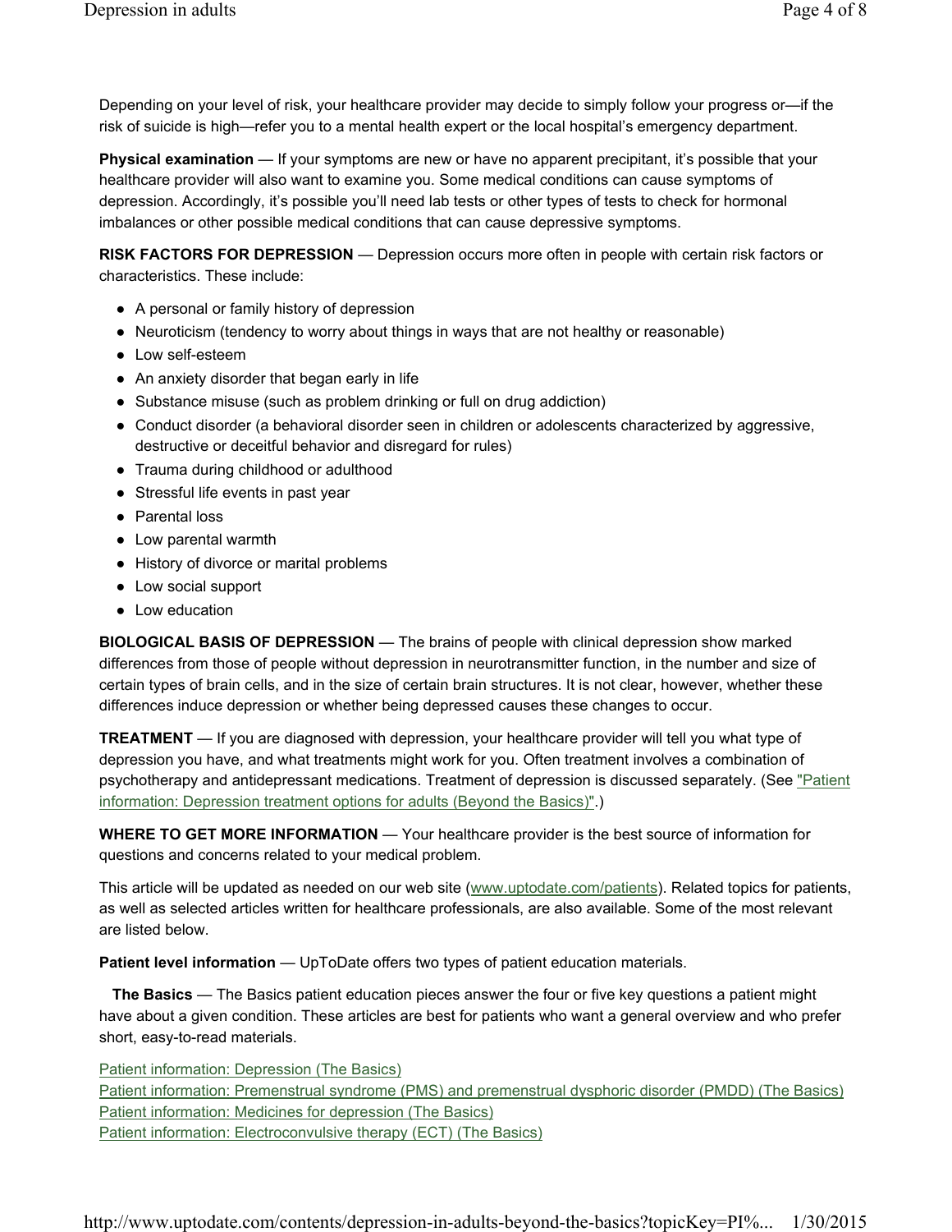Depending on your level of risk, your healthcare provider may decide to simply follow your progress or—if the risk of suicide is high—refer you to a mental health expert or the local hospital's emergency department.

**Physical examination** — If your symptoms are new or have no apparent precipitant, it's possible that your healthcare provider will also want to examine you. Some medical conditions can cause symptoms of depression. Accordingly, it's possible you'll need lab tests or other types of tests to check for hormonal imbalances or other possible medical conditions that can cause depressive symptoms.

**RISK FACTORS FOR DEPRESSION** — Depression occurs more often in people with certain risk factors or characteristics. These include:

- A personal or family history of depression
- Neuroticism (tendency to worry about things in ways that are not healthy or reasonable)
- Low self-esteem
- An anxiety disorder that began early in life
- Substance misuse (such as problem drinking or full on drug addiction)
- Conduct disorder (a behavioral disorder seen in children or adolescents characterized by aggressive, destructive or deceitful behavior and disregard for rules)
- Trauma during childhood or adulthood
- Stressful life events in past year
- Parental loss
- Low parental warmth
- History of divorce or marital problems
- Low social support
- Low education

**BIOLOGICAL BASIS OF DEPRESSION** — The brains of people with clinical depression show marked differences from those of people without depression in neurotransmitter function, in the number and size of certain types of brain cells, and in the size of certain brain structures. It is not clear, however, whether these differences induce depression or whether being depressed causes these changes to occur.

**TREATMENT** — If you are diagnosed with depression, your healthcare provider will tell you what type of depression you have, and what treatments might work for you. Often treatment involves a combination of psychotherapy and antidepressant medications. Treatment of depression is discussed separately. (See "Patient information: Depression treatment options for adults (Beyond the Basics)".)

**WHERE TO GET MORE INFORMATION** — Your healthcare provider is the best source of information for questions and concerns related to your medical problem.

This article will be updated as needed on our web site (www.uptodate.com/patients). Related topics for patients, as well as selected articles written for healthcare professionals, are also available. Some of the most relevant are listed below.

**Patient level information** — UpToDate offers two types of patient education materials.

**The Basics** — The Basics patient education pieces answer the four or five key questions a patient might have about a given condition. These articles are best for patients who want a general overview and who prefer short, easy-to-read materials.

Patient information: Depression (The Basics)
Patient information: Premenstrual syndrome (PMS) and premenstrual dysphoric disorder (PMDD) (The Basics)
Patient information: Medicines for depression (The Basics)
Patient information: Electroconvulsive therapy (ECT) (The Basics)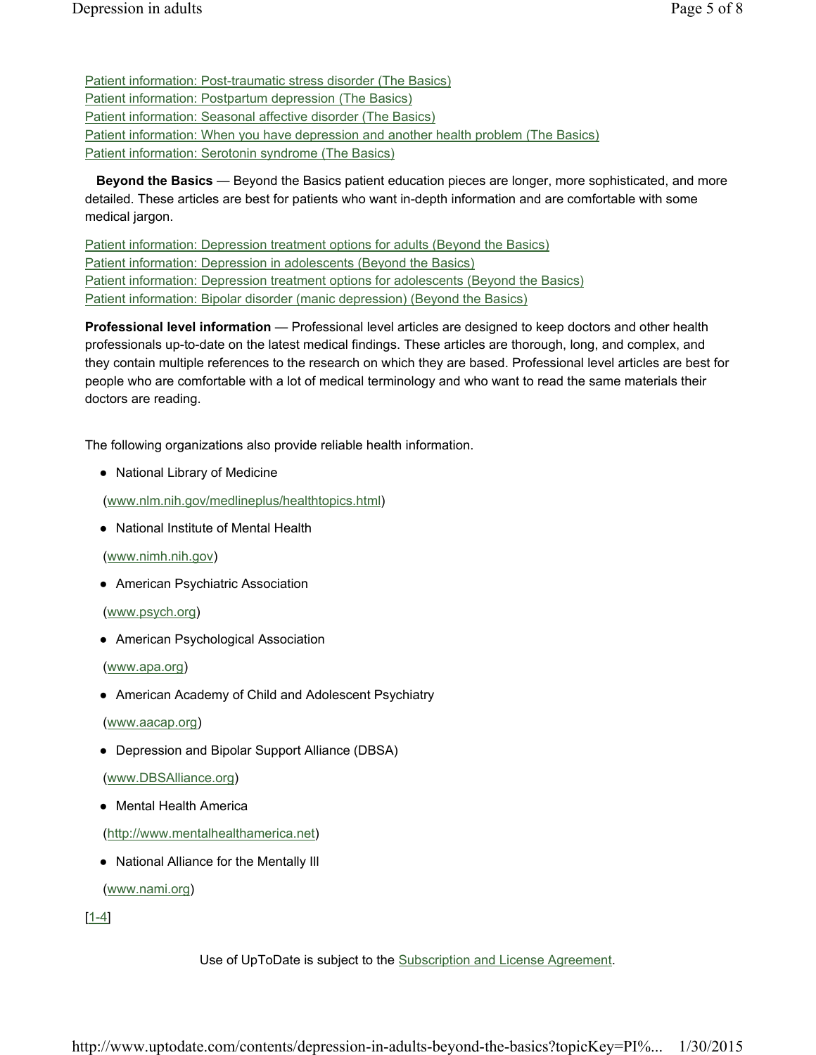Patient information: Post-traumatic stress disorder (The Basics)
Patient information: Postpartum depression (The Basics)
Patient information: Seasonal affective disorder (The Basics)
Patient information: When you have depression and another health problem (The Basics)
Patient information: Serotonin syndrome (The Basics)

**Beyond the Basics** — Beyond the Basics patient education pieces are longer, more sophisticated, and more detailed. These articles are best for patients who want in-depth information and are comfortable with some medical jargon.

Patient information: Depression treatment options for adults (Beyond the Basics)
Patient information: Depression in adolescents (Beyond the Basics)
Patient information: Depression treatment options for adolescents (Beyond the Basics)
Patient information: Bipolar disorder (manic depression) (Beyond the Basics)

**Professional level information** — Professional level articles are designed to keep doctors and other health professionals up-to-date on the latest medical findings. These articles are thorough, long, and complex, and they contain multiple references to the research on which they are based. Professional level articles are best for people who are comfortable with a lot of medical terminology and who want to read the same materials their doctors are reading.

The following organizations also provide reliable health information.

- National Library of Medicine

  (www.nlm.nih.gov/medlineplus/healthtopics.html)

- National Institute of Mental Health

  (www.nimh.nih.gov)

- American Psychiatric Association

  (www.psych.org)

- American Psychological Association

  (www.apa.org)

- American Academy of Child and Adolescent Psychiatry

  (www.aacap.org)

- Depression and Bipolar Support Alliance (DBSA)

  (www.DBSAlliance.org)

- Mental Health America

  (http://www.mentalhealthamerica.net)

- National Alliance for the Mentally Ill

  (www.nami.org)

[1-4]

Use of UpToDate is subject to the Subscription and License Agreement.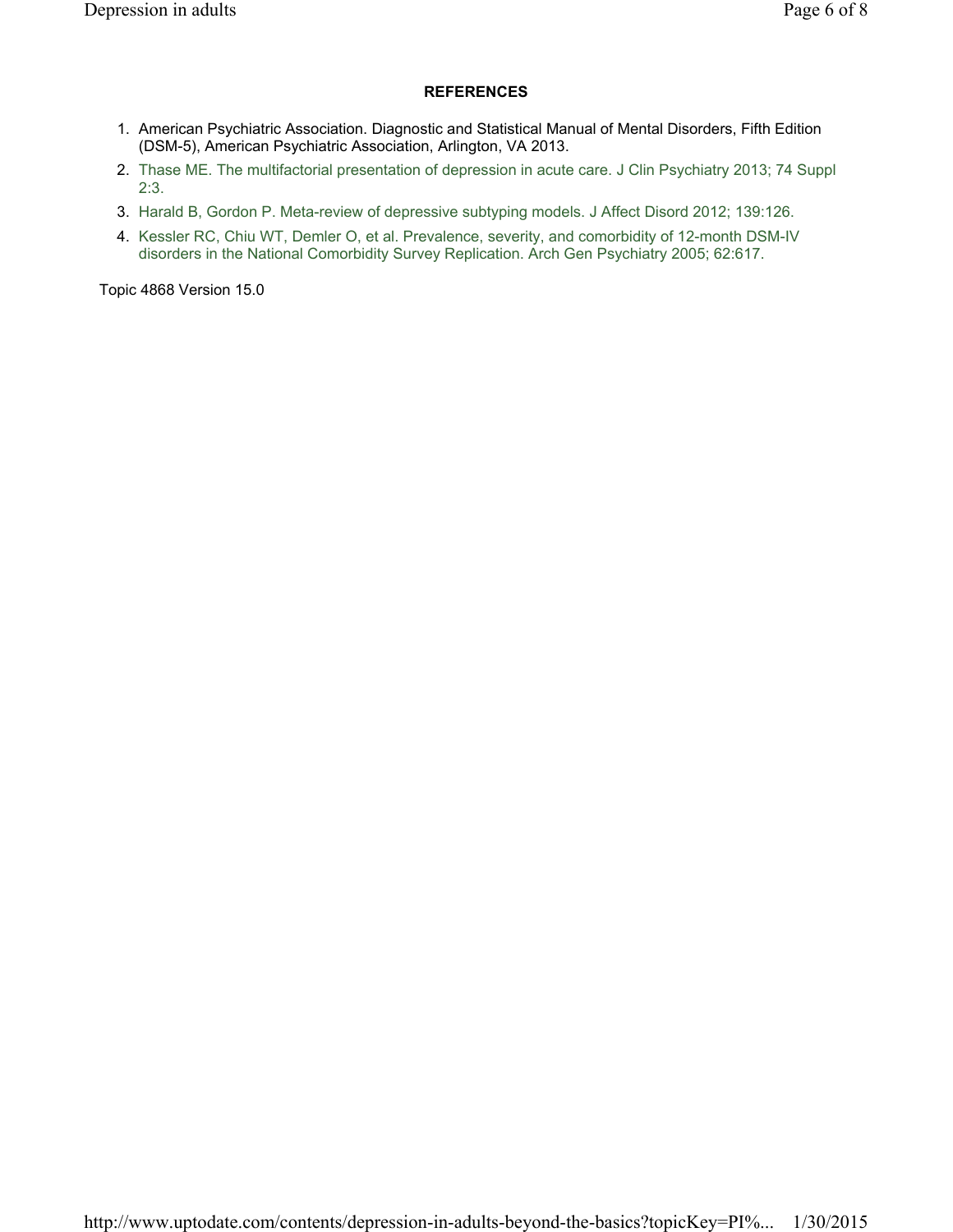## REFERENCES

1. American Psychiatric Association. Diagnostic and Statistical Manual of Mental Disorders, Fifth Edition (DSM-5), American Psychiatric Association, Arlington, VA 2013.
2. Thase ME. The multifactorial presentation of depression in acute care. J Clin Psychiatry 2013; 74 Suppl 2:3.
3. Harald B, Gordon P. Meta-review of depressive subtyping models. J Affect Disord 2012; 139:126.
4. Kessler RC, Chiu WT, Demler O, et al. Prevalence, severity, and comorbidity of 12-month DSM-IV disorders in the National Comorbidity Survey Replication. Arch Gen Psychiatry 2005; 62:617.

Topic 4868 Version 15.0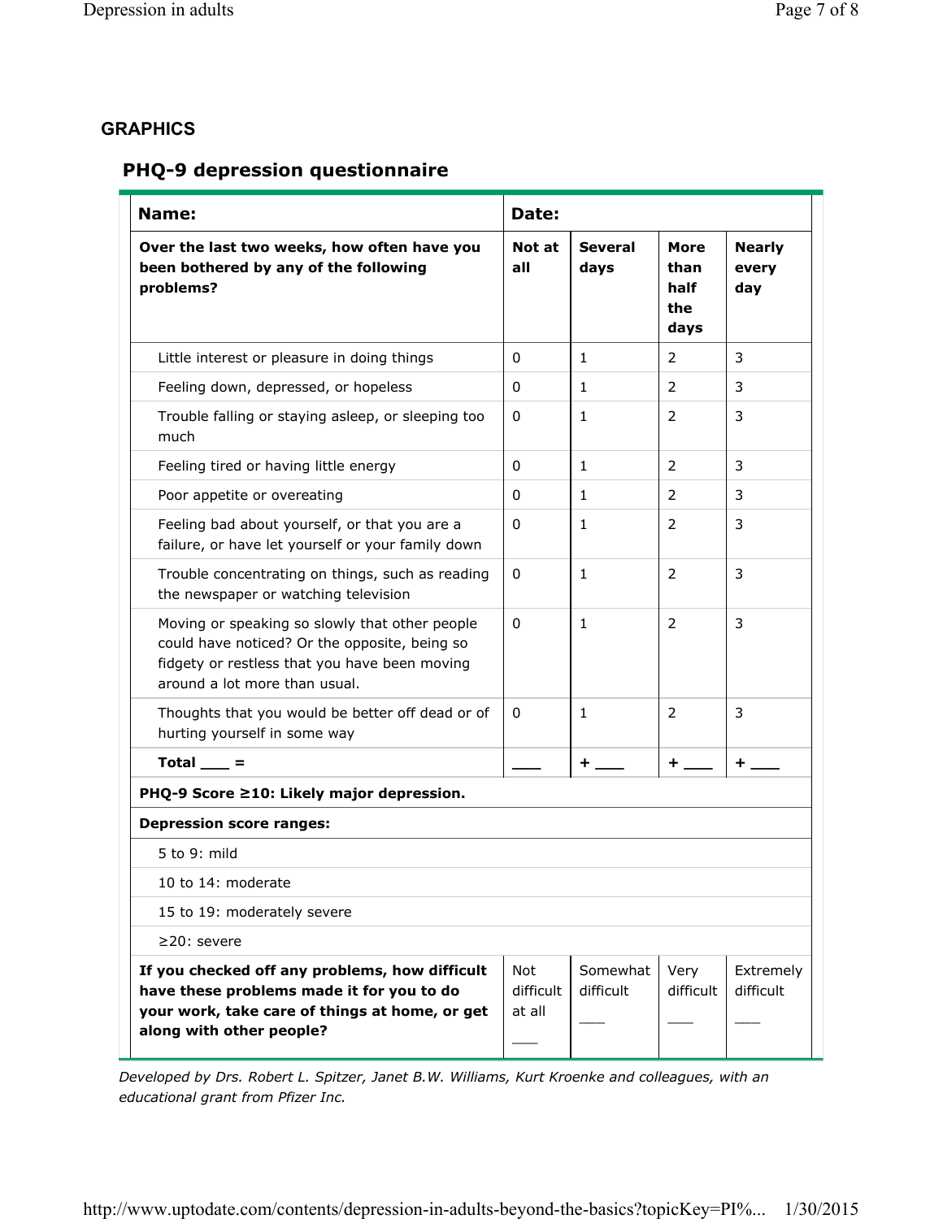## GRAPHICS

### PHQ-9 depression questionnaire

| **Name:** | **Date:** | | | |
|---|---|---|---|---|
| **Over the last two weeks, how often have you been bothered by any of the following problems?** | **Not at all** | **Several days** | **More than half the days** | **Nearly every day** |
| Little interest or pleasure in doing things | 0 | 1 | 2 | 3 |
| Feeling down, depressed, or hopeless | 0 | 1 | 2 | 3 |
| Trouble falling or staying asleep, or sleeping too much | 0 | 1 | 2 | 3 |
| Feeling tired or having little energy | 0 | 1 | 2 | 3 |
| Poor appetite or overeating | 0 | 1 | 2 | 3 |
| Feeling bad about yourself, or that you are a failure, or have let yourself or your family down | 0 | 1 | 2 | 3 |
| Trouble concentrating on things, such as reading the newspaper or watching television | 0 | 1 | 2 | 3 |
| Moving or speaking so slowly that other people could have noticed? Or the opposite, being so fidgety or restless that you have been moving around a lot more than usual. | 0 | 1 | 2 | 3 |
| Thoughts that you would be better off dead or of hurting yourself in some way | 0 | 1 | 2 | 3 |
| **Total ___ =** | ___ | + ___ | + ___ | + ___ |
| **PHQ-9 Score ≥10: Likely major depression.** | | | | |
| **Depression score ranges:** | | | | |
| 5 to 9: mild | | | | |
| 10 to 14: moderate | | | | |
| 15 to 19: moderately severe | | | | |
| ≥20: severe | | | | |
| **If you checked off any problems, how difficult have these problems made it for you to do your work, take care of things at home, or get along with other people?** | Not difficult at all ___ | Somewhat difficult ___ | Very difficult ___ | Extremely difficult ___ |

*Developed by Drs. Robert L. Spitzer, Janet B.W. Williams, Kurt Kroenke and colleagues, with an educational grant from Pfizer Inc.*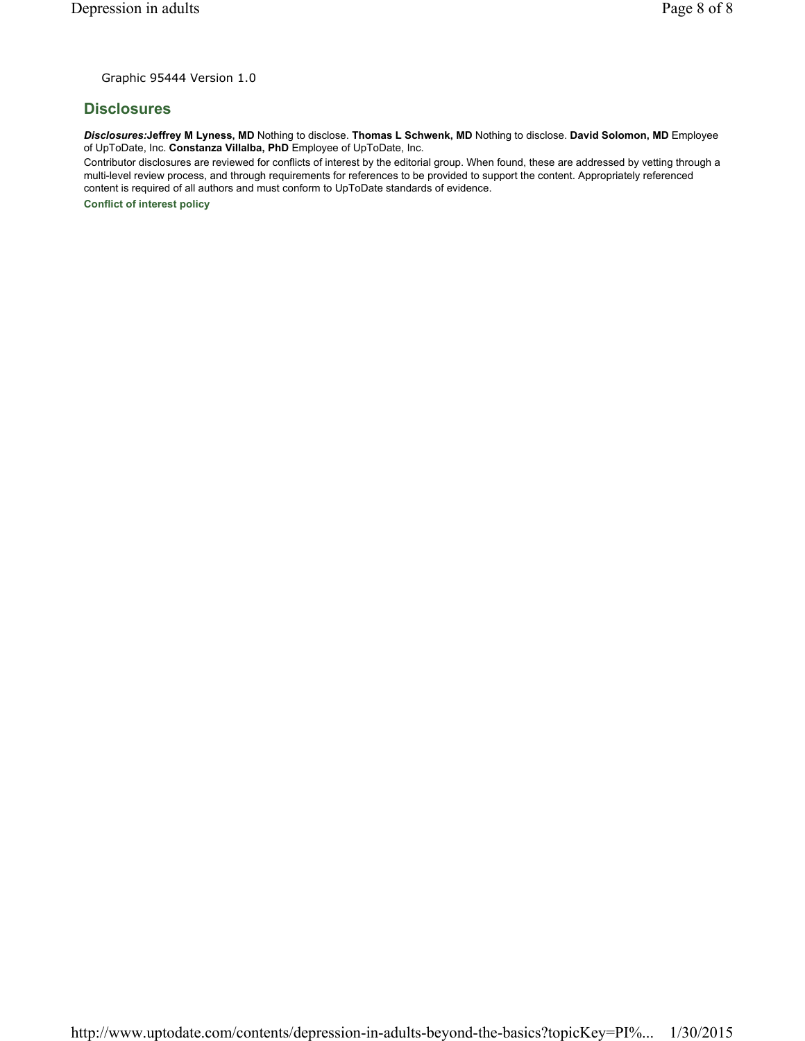Graphic 95444 Version 1.0

## Disclosures

***Disclosures:*** **Jeffrey M Lyness, MD** Nothing to disclose. **Thomas L Schwenk, MD** Nothing to disclose. **David Solomon, MD** Employee of UpToDate, Inc. **Constanza Villalba, PhD** Employee of UpToDate, Inc.

Contributor disclosures are reviewed for conflicts of interest by the editorial group. When found, these are addressed by vetting through a multi-level review process, and through requirements for references to be provided to support the content. Appropriately referenced content is required of all authors and must conform to UpToDate standards of evidence.

**Conflict of interest policy**